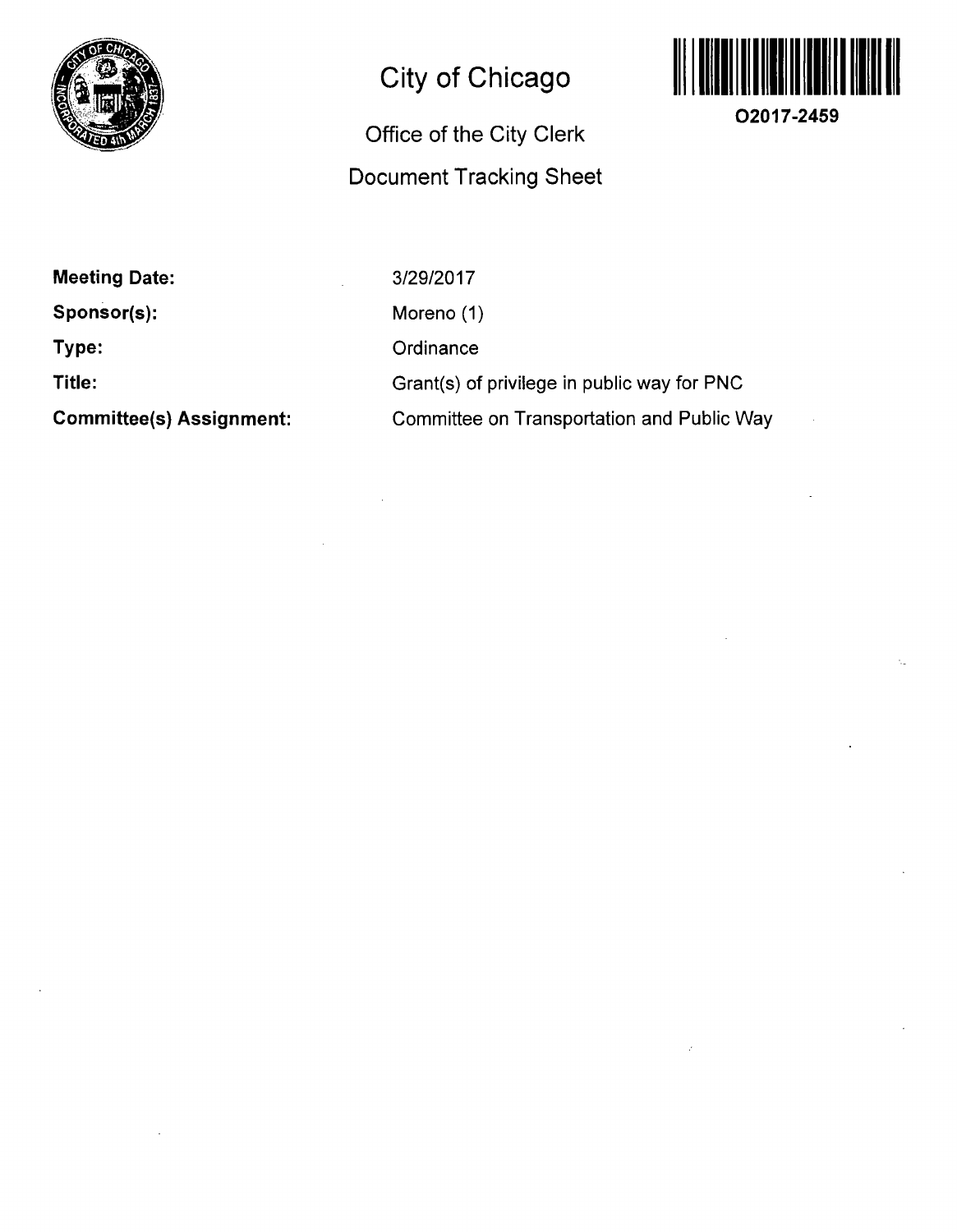# City of Chicago

## Office of the City Clerk

## Document Tracking Sheet

**O2017-2459**

| | |
|---|---|
| **Meeting Date:** | 3/29/2017 |
| **Sponsor(s):** | Moreno (1) |
| **Type:** | Ordinance |
| **Title:** | Grant(s) of privilege in public way for PNC |
| **Committee(s) Assignment:** | Committee on Transportation and Public Way |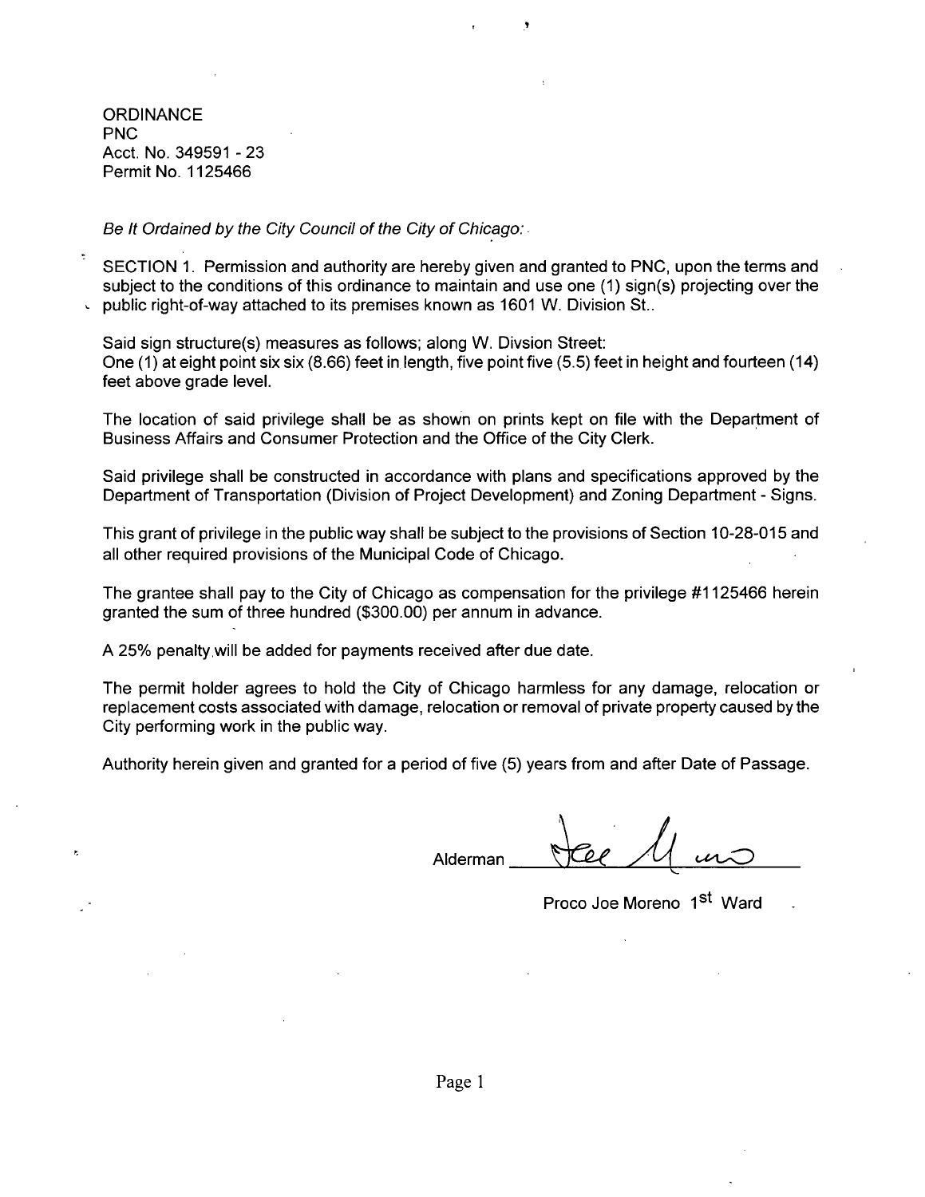ORDINANCE
PNC
Acct. No. 349591 - 23
Permit No. 1125466

*Be It Ordained by the City Council of the City of Chicago:*

SECTION 1. Permission and authority are hereby given and granted to PNC, upon the terms and subject to the conditions of this ordinance to maintain and use one (1) sign(s) projecting over the public right-of-way attached to its premises known as 1601 W. Division St..

Said sign structure(s) measures as follows; along W. Divsion Street:
One (1) at eight point six six (8.66) feet in length, five point five (5.5) feet in height and fourteen (14) feet above grade level.

The location of said privilege shall be as shown on prints kept on file with the Department of Business Affairs and Consumer Protection and the Office of the City Clerk.

Said privilege shall be constructed in accordance with plans and specifications approved by the Department of Transportation (Division of Project Development) and Zoning Department - Signs.

This grant of privilege in the public way shall be subject to the provisions of Section 10-28-015 and all other required provisions of the Municipal Code of Chicago.

The grantee shall pay to the City of Chicago as compensation for the privilege #1125466 herein granted the sum of three hundred ($300.00) per annum in advance.

A 25% penalty will be added for payments received after due date.

The permit holder agrees to hold the City of Chicago harmless for any damage, relocation or replacement costs associated with damage, relocation or removal of private property caused by the City performing work in the public way.

Authority herein given and granted for a period of five (5) years from and after Date of Passage.

Alderman ______________________

Proco Joe Moreno 1st Ward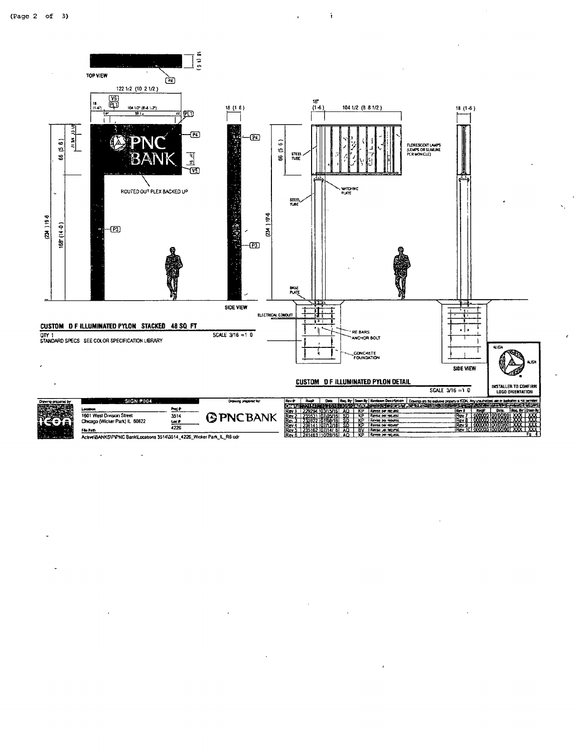TOP VIEW

122 1/2 (10 2 1/2)

ROUTED OUT PLEX BACKED UP

SIDE VIEW

## CUSTOM D F ILLUMINATED PYLON STACKED 48 SQ FT

QTY 1
STANDARD SPECS SEE COLOR SPECIFICATION LIBRARY

SCALE 3/16 =1 0

FLORESCENT LAMPS (LEMPS OR SLIMLINE PER MONICLE)

STEEL TUBE

MATCHING PLATE

BASE PLATE

ELECTRICAL CONDUIT

RE BARS

ANCHOR BOLT

CONCRETE FOUNDATION

SIDE VIEW

## CUSTOM D F ILLUMINATED PYLON DETAIL

SCALE 3/16 =1 0

ALIGN

INSTALLER TO CONFIRM LOGO ORIENTATION

SIGN #004

Location: 1601 West Division Street, Chicago (Wicker Park) IL 60622

Proj #: 3514

Loc #: 4226

File Path: Active\BANKS\P\PNC Bank\Locations 3514\3514_4226_Wicker Park_IL_R6.cdr

Drawing prepared for: PNC BANK

| Rev # | Req# | Date | Req. By | Drawn By | Revision Description |
|---|---|---|---|---|---|
| Rev 1 | 229294 | 03/15/16 | AQ | KP | Revise per request |
| Rev 2 | 235531 | 07/05/16 | SD | KP | Revise per request |
| Rev 3 | 235922 | 07/08/16 | SD | KP | Revise per request |
| Rev 4 | 236141 | 07/12/16 | SD | KP | Revise per request |
| Rev 5 | 235162 | 07/14/16 | AQ | BV | Revise per request |
| Rev 6 | 241463 | 10/28/16 | AQ | KP | Revise per request |

| Rev # | Req# | Date | Req. By | Drawn By |
|---|---|---|---|---|
| Rev 7 | 000000 | 00/00/00 | XXX | XXX |
| Rev 8 | 000000 | 00/00/00 | XXX | XXX |
| Rev 9 | 000000 | 00/00/00 | XXX | XXX |
| Rev 10 | 000000 | 00/00/00 | XXX | XXX |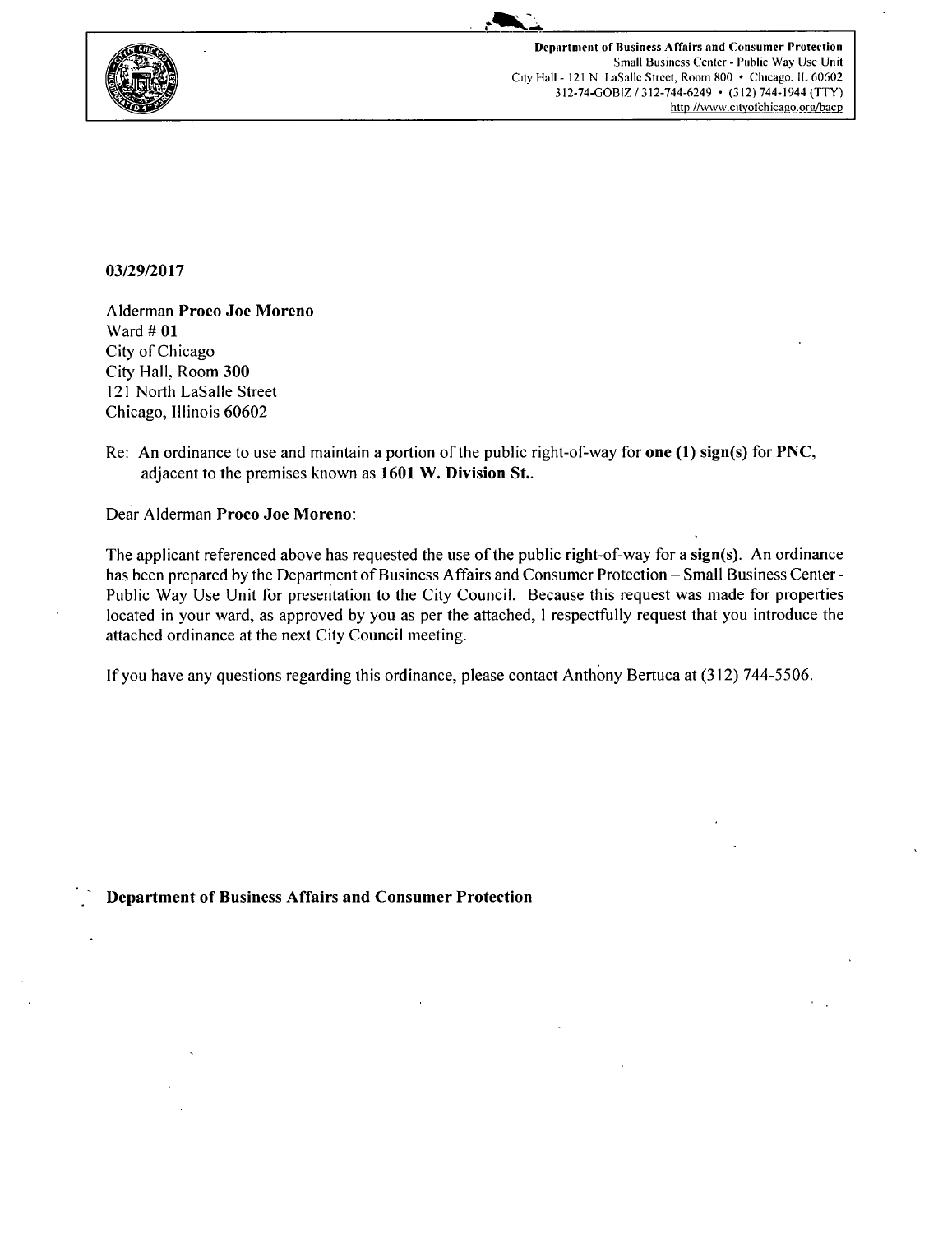**Department of Business Affairs and Consumer Protection**
Small Business Center - Public Way Use Unit
City Hall - 121 N. LaSalle Street, Room 800 • Chicago, IL 60602
312-74-GOBIZ / 312-744-6249 • (312) 744-1944 (TTY)
http //www.cityofchicago.org/bacp

**03/29/2017**

Alderman **Proco Joe Moreno**
Ward # **01**
City of Chicago
City Hall, Room **300**
121 North LaSalle Street
Chicago, Illinois 60602

Re: An ordinance to use and maintain a portion of the public right-of-way for **one (1) sign(s)** for **PNC**, adjacent to the premises known as **1601 W. Division St.**.

Dear Alderman **Proco Joe Moreno**:

The applicant referenced above has requested the use of the public right-of-way for a **sign(s)**. An ordinance has been prepared by the Department of Business Affairs and Consumer Protection – Small Business Center - Public Way Use Unit for presentation to the City Council. Because this request was made for properties located in your ward, as approved by you as per the attached, I respectfully request that you introduce the attached ordinance at the next City Council meeting.

If you have any questions regarding this ordinance, please contact Anthony Bertuca at (312) 744-5506.

**Department of Business Affairs and Consumer Protection**